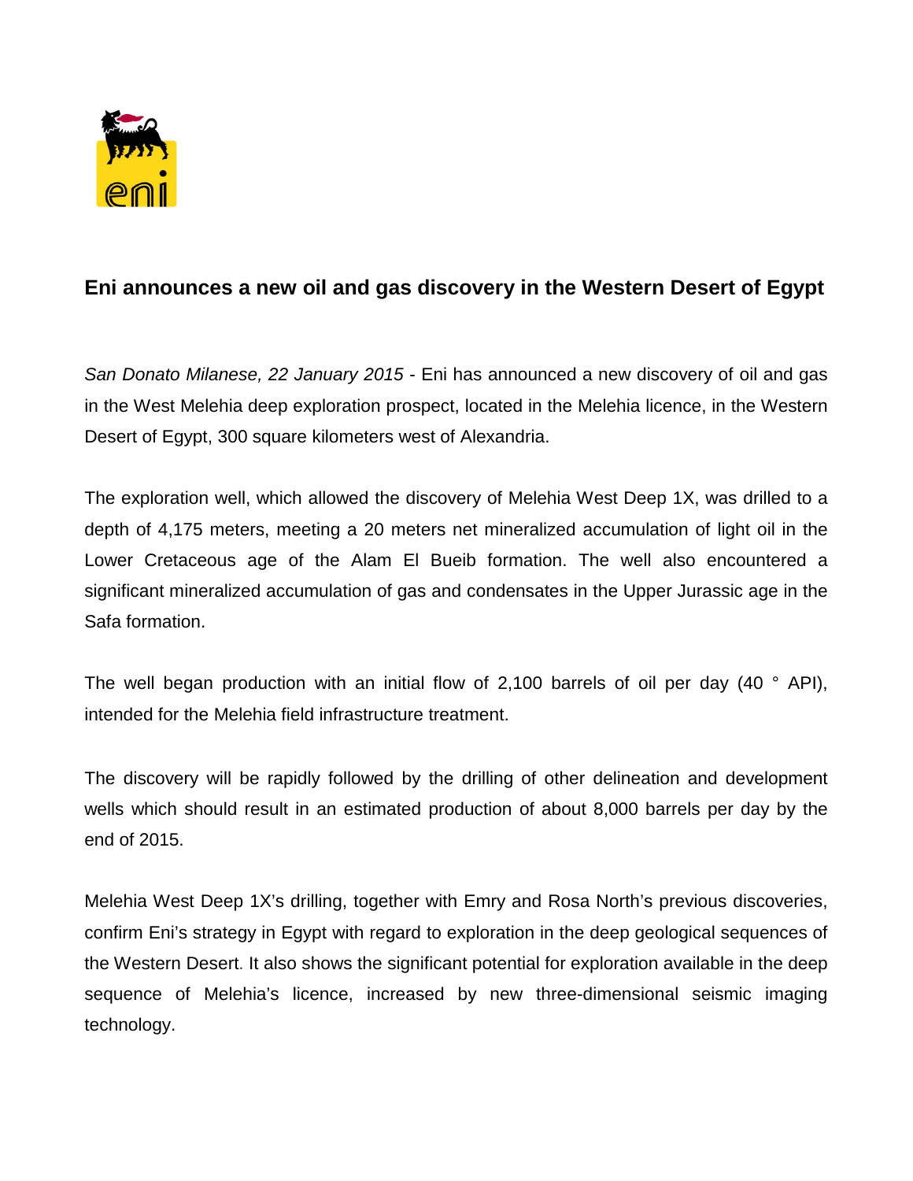# Eni announces a new oil and gas discovery in the Western Desert of Egypt

*San Donato Milanese, 22 January 2015* - Eni has announced a new discovery of oil and gas in the West Melehia deep exploration prospect, located in the Melehia licence, in the Western Desert of Egypt, 300 square kilometers west of Alexandria.

The exploration well, which allowed the discovery of Melehia West Deep 1X, was drilled to a depth of 4,175 meters, meeting a 20 meters net mineralized accumulation of light oil in the Lower Cretaceous age of the Alam El Bueib formation. The well also encountered a significant mineralized accumulation of gas and condensates in the Upper Jurassic age in the Safa formation.

The well began production with an initial flow of 2,100 barrels of oil per day (40 ° API), intended for the Melehia field infrastructure treatment.

The discovery will be rapidly followed by the drilling of other delineation and development wells which should result in an estimated production of about 8,000 barrels per day by the end of 2015.

Melehia West Deep 1X's drilling, together with Emry and Rosa North's previous discoveries, confirm Eni's strategy in Egypt with regard to exploration in the deep geological sequences of the Western Desert. It also shows the significant potential for exploration available in the deep sequence of Melehia's licence, increased by new three-dimensional seismic imaging technology.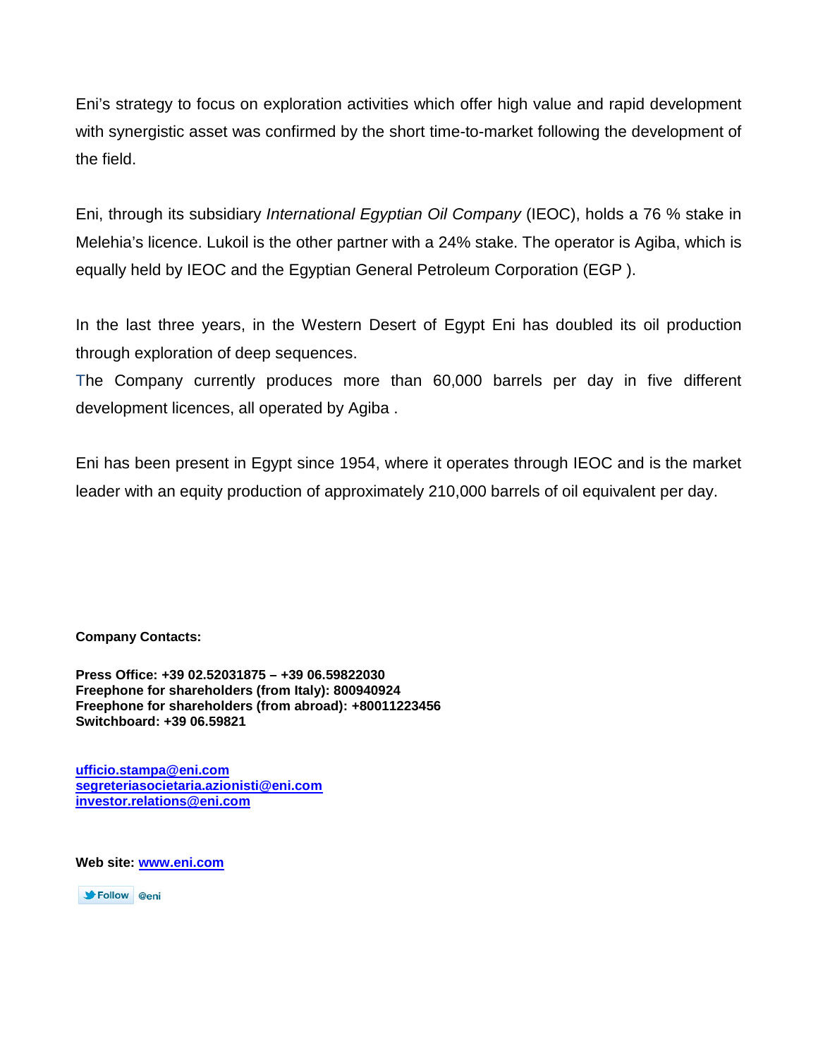Eni's strategy to focus on exploration activities which offer high value and rapid development with synergistic asset was confirmed by the short time-to-market following the development of the field.

Eni, through its subsidiary *International Egyptian Oil Company* (IEOC), holds a 76 % stake in Melehia's licence. Lukoil is the other partner with a 24% stake. The operator is Agiba, which is equally held by IEOC and the Egyptian General Petroleum Corporation (EGP ).

In the last three years, in the Western Desert of Egypt Eni has doubled its oil production through exploration of deep sequences.
The Company currently produces more than 60,000 barrels per day in five different development licences, all operated by Agiba .

Eni has been present in Egypt since 1954, where it operates through IEOC and is the market leader with an equity production of approximately 210,000 barrels of oil equivalent per day.

**Company Contacts:**

**Press Office: +39 02.52031875 – +39 06.59822030**
**Freephone for shareholders (from Italy): 800940924**
**Freephone for shareholders (from abroad): +80011223456**
**Switchboard: +39 06.59821**

**ufficio.stampa@eni.com**
**segreteriasocietaria.azionisti@eni.com**
**investor.relations@eni.com**

**Web site: www.eni.com**

Follow @eni